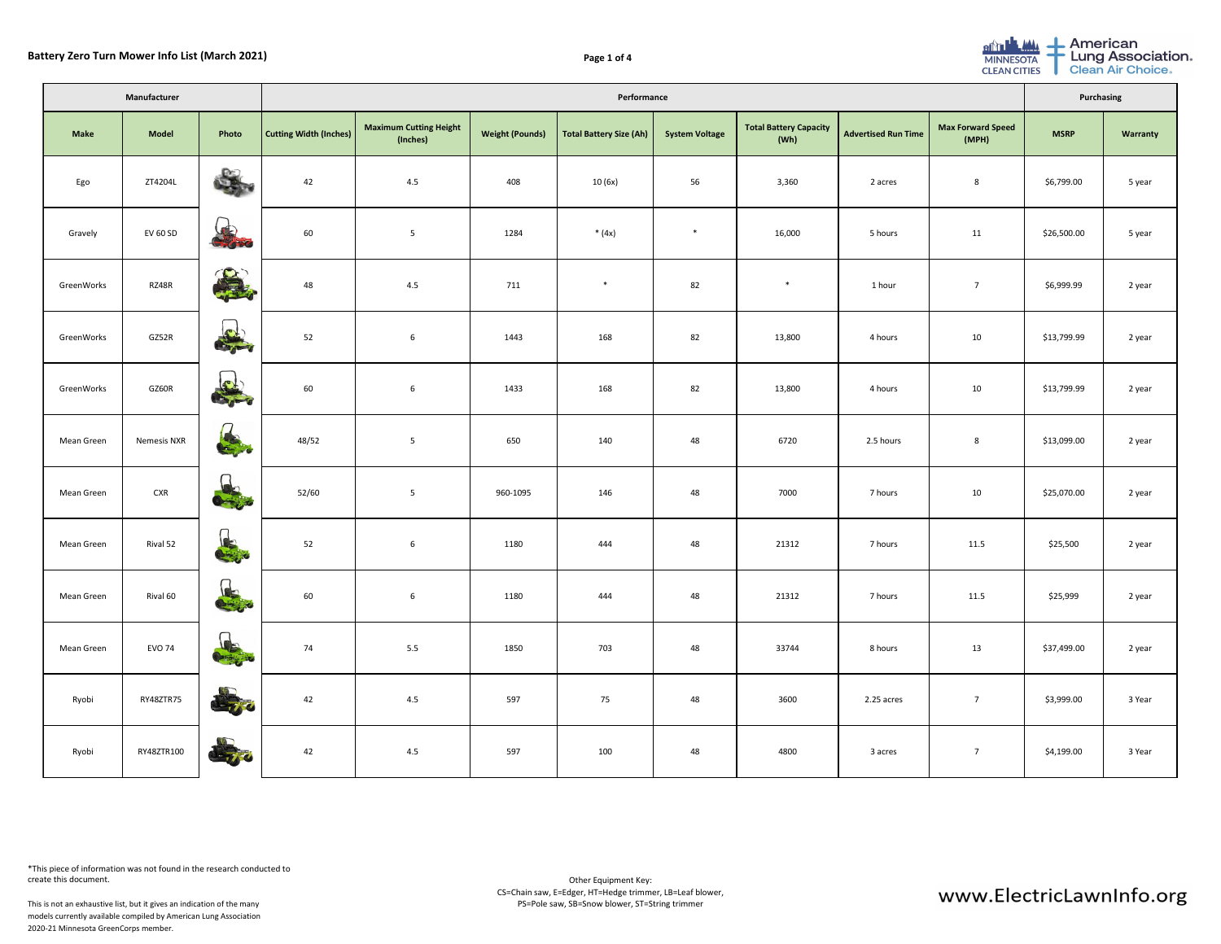# Battery Zero Turn Mower Info List (March 2021)

| Manufacturer | | | Performance | | | | | | | | Purchasing | |
|---|---|---|---|---|---|---|---|---|---|---|---|---|
| Make | Model | Photo | Cutting Width (Inches) | Maximum Cutting Height (Inches) | Weight (Pounds) | Total Battery Size (Ah) | System Voltage | Total Battery Capacity (Wh) | Advertised Run Time | Max Forward Speed (MPH) | MSRP | Warranty |
| Ego | ZT4204L | | 42 | 4.5 | 408 | 10 (6x) | 56 | 3,360 | 2 acres | 8 | $6,799.00 | 5 year |
| Gravely | EV 60 SD | | 60 | 5 | 1284 | * (4x) | * | 16,000 | 5 hours | 11 | $26,500.00 | 5 year |
| GreenWorks | RZ48R | | 48 | 4.5 | 711 | * | 82 | * | 1 hour | 7 | $6,999.99 | 2 year |
| GreenWorks | GZ52R | | 52 | 6 | 1443 | 168 | 82 | 13,800 | 4 hours | 10 | $13,799.99 | 2 year |
| GreenWorks | GZ60R | | 60 | 6 | 1433 | 168 | 82 | 13,800 | 4 hours | 10 | $13,799.99 | 2 year |
| Mean Green | Nemesis NXR | | 48/52 | 5 | 650 | 140 | 48 | 6720 | 2.5 hours | 8 | $13,099.00 | 2 year |
| Mean Green | CXR | | 52/60 | 5 | 960-1095 | 146 | 48 | 7000 | 7 hours | 10 | $25,070.00 | 2 year |
| Mean Green | Rival 52 | | 52 | 6 | 1180 | 444 | 48 | 21312 | 7 hours | 11.5 | $25,500 | 2 year |
| Mean Green | Rival 60 | | 60 | 6 | 1180 | 444 | 48 | 21312 | 7 hours | 11.5 | $25,999 | 2 year |
| Mean Green | EVO 74 | | 74 | 5.5 | 1850 | 703 | 48 | 33744 | 8 hours | 13 | $37,499.00 | 2 year |
| Ryobi | RY48ZTR75 | | 42 | 4.5 | 597 | 75 | 48 | 3600 | 2.25 acres | 7 | $3,999.00 | 3 Year |
| Ryobi | RY48ZTR100 | | 42 | 4.5 | 597 | 100 | 48 | 4800 | 3 acres | 7 | $4,199.00 | 3 Year |

*This piece of information was not found in the research conducted to create this document.

This is not an exhaustive list, but it gives an indication of the many models currently available compiled by American Lung Association 2020-21 Minnesota GreenCorps member.

Other Equipment Key:
CS=Chain saw, E=Edger, HT=Hedge trimmer, LB=Leaf blower,
PS=Pole saw, SB=Snow blower, ST=String trimmer

www.ElectricLawnInfo.org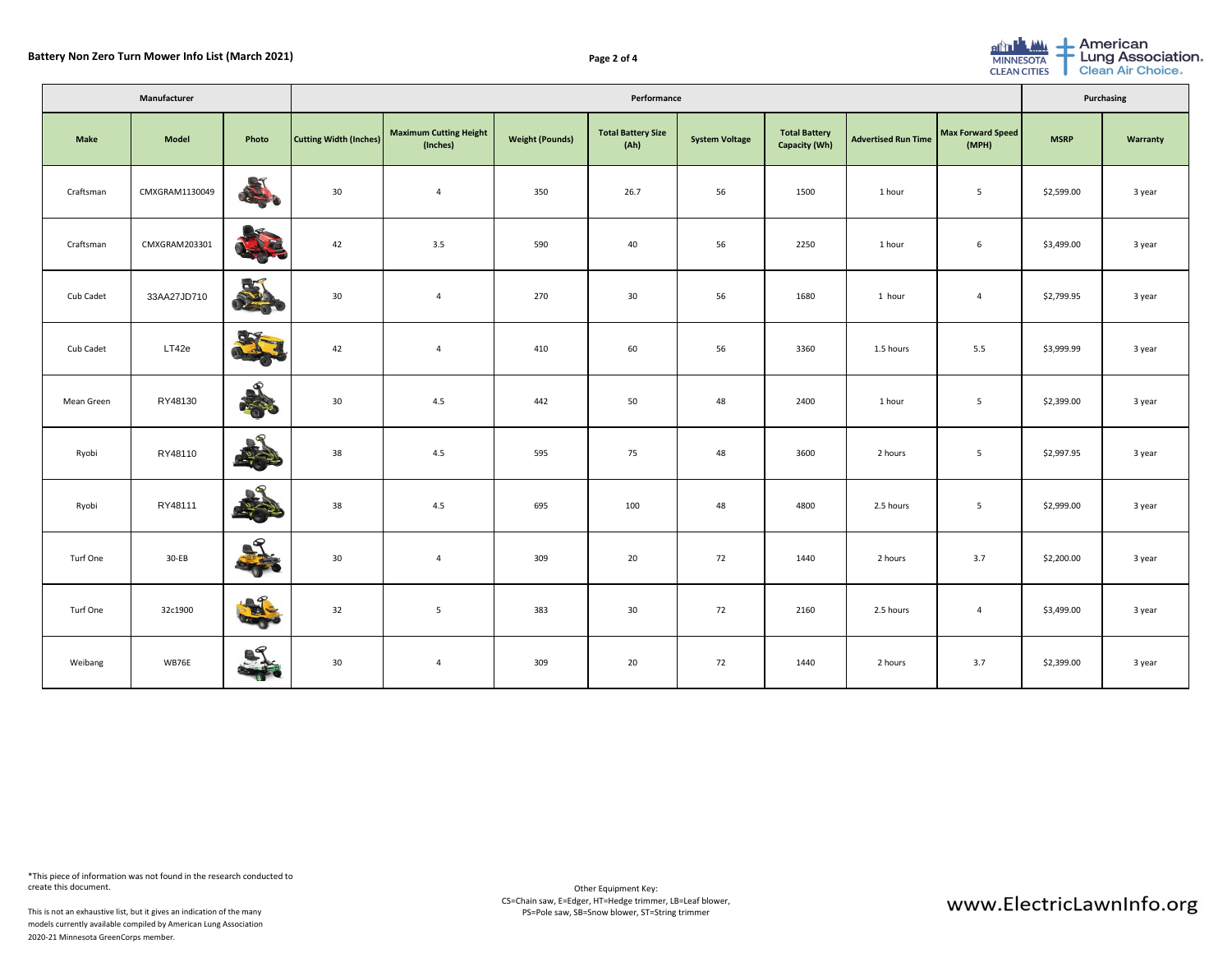# Battery Non Zero Turn Mower Info List (March 2021)

| Manufacturer | | | Performance | | | | | | | | Purchasing | |
|---|---|---|---|---|---|---|---|---|---|---|---|---|
| Make | Model | Photo | Cutting Width (Inches) | Maximum Cutting Height (Inches) | Weight (Pounds) | Total Battery Size (Ah) | System Voltage | Total Battery Capacity (Wh) | Advertised Run Time | Max Forward Speed (MPH) | MSRP | Warranty |
| Craftsman | CMXGRAM1130049 | | 30 | 4 | 350 | 26.7 | 56 | 1500 | 1 hour | 5 | $2,599.00 | 3 year |
| Craftsman | CMXGRAM203301 | | 42 | 3.5 | 590 | 40 | 56 | 2250 | 1 hour | 6 | $3,499.00 | 3 year |
| Cub Cadet | 33AA27JD710 | | 30 | 4 | 270 | 30 | 56 | 1680 | 1 hour | 4 | $2,799.95 | 3 year |
| Cub Cadet | LT42e | | 42 | 4 | 410 | 60 | 56 | 3360 | 1.5 hours | 5.5 | $3,999.99 | 3 year |
| Mean Green | RY48130 | | 30 | 4.5 | 442 | 50 | 48 | 2400 | 1 hour | 5 | $2,399.00 | 3 year |
| Ryobi | RY48110 | | 38 | 4.5 | 595 | 75 | 48 | 3600 | 2 hours | 5 | $2,997.95 | 3 year |
| Ryobi | RY48111 | | 38 | 4.5 | 695 | 100 | 48 | 4800 | 2.5 hours | 5 | $2,999.00 | 3 year |
| Turf One | 30-EB | | 30 | 4 | 309 | 20 | 72 | 1440 | 2 hours | 3.7 | $2,200.00 | 3 year |
| Turf One | 32c1900 | | 32 | 5 | 383 | 30 | 72 | 2160 | 2.5 hours | 4 | $3,499.00 | 3 year |
| Weibang | WB76E | | 30 | 4 | 309 | 20 | 72 | 1440 | 2 hours | 3.7 | $2,399.00 | 3 year |

*This piece of information was not found in the research conducted to create this document.

This is not an exhaustive list, but it gives an indication of the many models currently available compiled by American Lung Association 2020-21 Minnesota GreenCorps member.

Other Equipment Key:
CS=Chain saw, E=Edger, HT=Hedge trimmer, LB=Leaf blower, PS=Pole saw, SB=Snow blower, ST=String trimmer

www.ElectricLawnInfo.org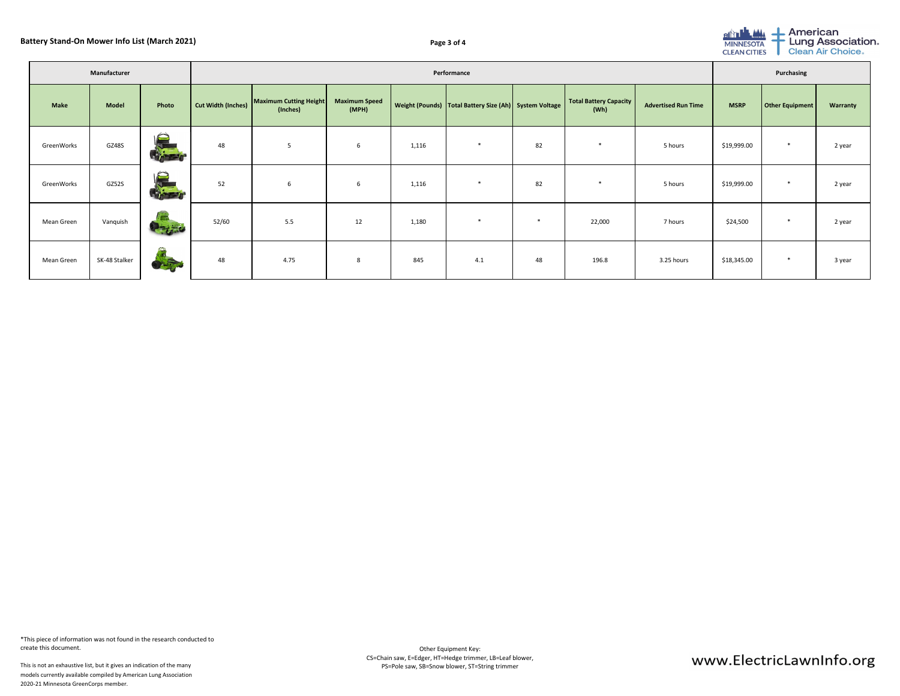## Battery Stand-On Mower Info List (March 2021)

| Manufacturer | | | Performance | | | | | | | | Purchasing | | |
|---|---|---|---|---|---|---|---|---|---|---|---|---|---|
| Make | Model | Photo | Cut Width (Inches) | Maximum Cutting Height (Inches) | Maximum Speed (MPH) | Weight (Pounds) | Total Battery Size (Ah) | System Voltage | Total Battery Capacity (Wh) | Advertised Run Time | MSRP | Other Equipment | Warranty |
| GreenWorks | GZ48S | | 48 | 5 | 6 | 1,116 | * | 82 | * | 5 hours | $19,999.00 | * | 2 year |
| GreenWorks | GZ52S | | 52 | 6 | 6 | 1,116 | * | 82 | * | 5 hours | $19,999.00 | * | 2 year |
| Mean Green | Vanquish | | 52/60 | 5.5 | 12 | 1,180 | * | * | 22,000 | 7 hours | $24,500 | * | 2 year |
| Mean Green | SK-48 Stalker | | 48 | 4.75 | 8 | 845 | 4.1 | 48 | 196.8 | 3.25 hours | $18,345.00 | * | 3 year |

*This piece of information was not found in the research conducted to create this document.

This is not an exhaustive list, but it gives an indication of the many models currently available compiled by American Lung Association 2020-21 Minnesota GreenCorps member.

Other Equipment Key:
CS=Chain saw, E=Edger, HT=Hedge trimmer, LB=Leaf blower, PS=Pole saw, SB=Snow blower, ST=String trimmer

www.ElectricLawnInfo.org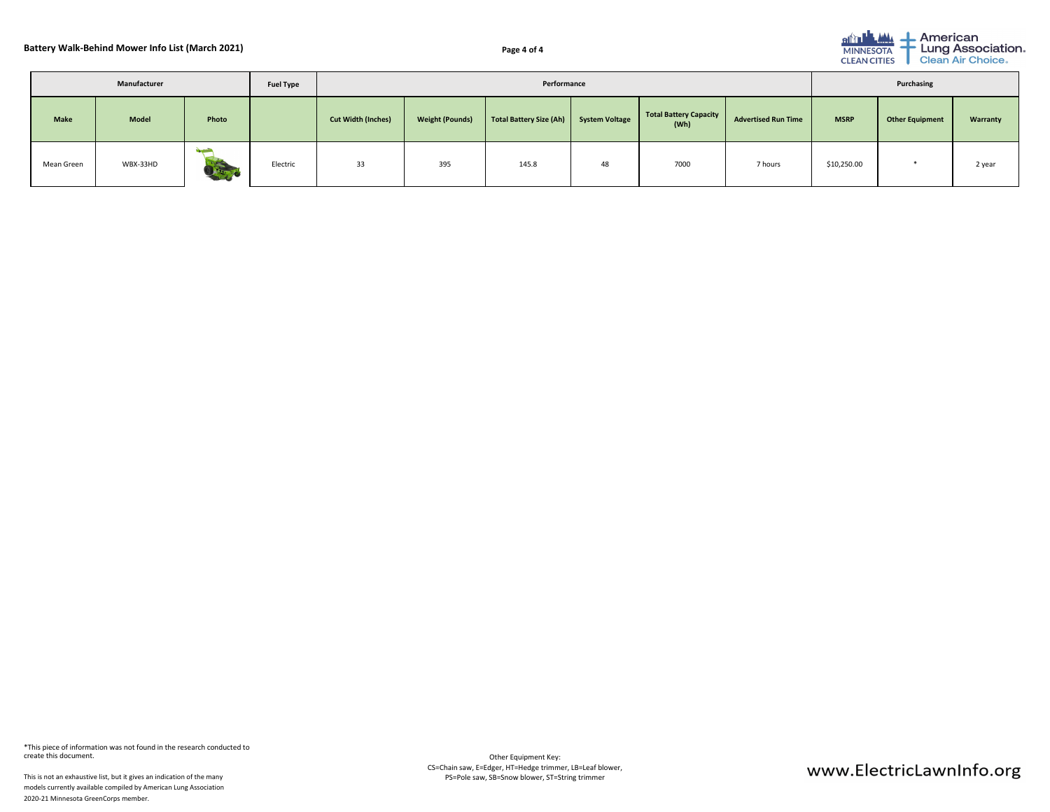| Manufacturer | | | Fuel Type | Performance | | | | | | Purchasing | | |
|---|---|---|---|---|---|---|---|---|---|---|---|---|
| Make | Model | Photo | | Cut Width (Inches) | Weight (Pounds) | Total Battery Size (Ah) | System Voltage | Total Battery Capacity (Wh) | Advertised Run Time | MSRP | Other Equipment | Warranty |
| Mean Green | WBX-33HD | | Electric | 33 | 395 | 145.8 | 48 | 7000 | 7 hours | $10,250.00 | * | 2 year |

*This piece of information was not found in the research conducted to create this document.

This is not an exhaustive list, but it gives an indication of the many models currently available compiled by American Lung Association 2020-21 Minnesota GreenCorps member.

Other Equipment Key:
CS=Chain saw, E=Edger, HT=Hedge trimmer, LB=Leaf blower, PS=Pole saw, SB=Snow blower, ST=String trimmer

www.ElectricLawnInfo.org